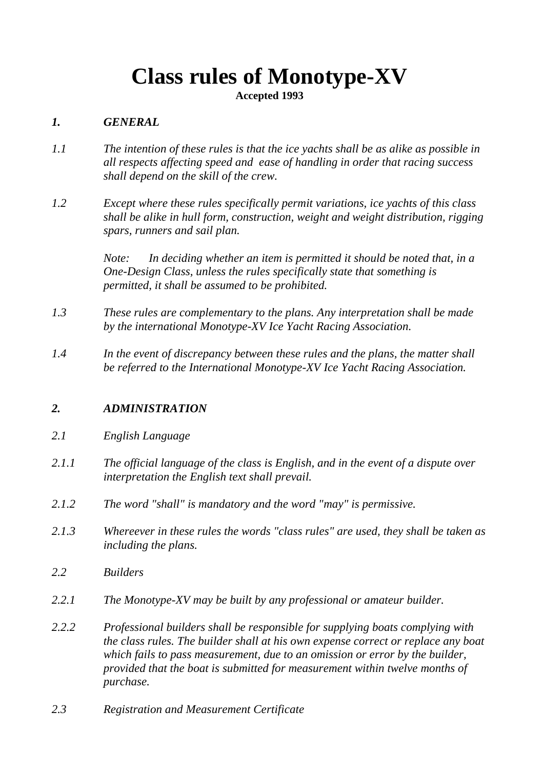# Class rules of Monotype-XV

**Accepted 1993**

## *1. GENERAL*

*1.1 The intention of these rules is that the ice yachts shall be as alike as possible in all respects affecting speed and ease of handling in order that racing success shall depend on the skill of the crew.*

*1.2 Except where these rules specifically permit variations, ice yachts of this class shall be alike in hull form, construction, weight and weight distribution, rigging spars, runners and sail plan.*

*Note: In deciding whether an item is permitted it should be noted that, in a One-Design Class, unless the rules specifically state that something is permitted, it shall be assumed to be prohibited.*

*1.3 These rules are complementary to the plans. Any interpretation shall be made by the international Monotype-XV Ice Yacht Racing Association.*

*1.4 In the event of discrepancy between these rules and the plans, the matter shall be referred to the International Monotype-XV Ice Yacht Racing Association.*

## *2. ADMINISTRATION*

*2.1 English Language*

*2.1.1 The official language of the class is English, and in the event of a dispute over interpretation the English text shall prevail.*

*2.1.2 The word "shall" is mandatory and the word "may" is permissive.*

*2.1.3 Whereever in these rules the words "class rules" are used, they shall be taken as including the plans.*

*2.2 Builders*

*2.2.1 The Monotype-XV may be built by any professional or amateur builder.*

*2.2.2 Professional builders shall be responsible for supplying boats complying with the class rules. The builder shall at his own expense correct or replace any boat which fails to pass measurement, due to an omission or error by the builder, provided that the boat is submitted for measurement within twelve months of purchase.*

*2.3 Registration and Measurement Certificate*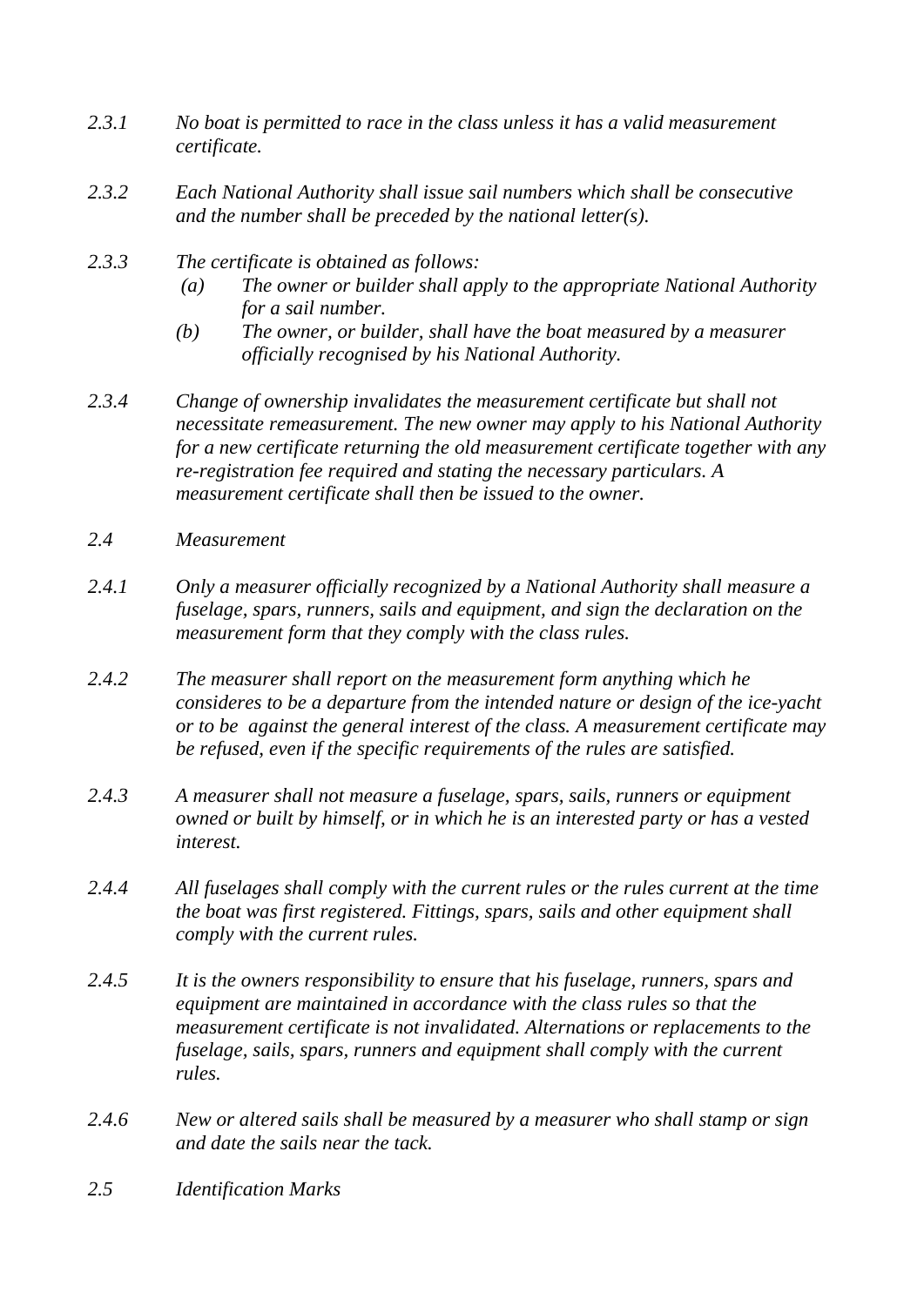*2.3.1 No boat is permitted to race in the class unless it has a valid measurement certificate.*

*2.3.2 Each National Authority shall issue sail numbers which shall be consecutive and the number shall be preceded by the national letter(s).*

*2.3.3 The certificate is obtained as follows:*

- *(a) The owner or builder shall apply to the appropriate National Authority for a sail number.*
- *(b) The owner, or builder, shall have the boat measured by a measurer officially recognised by his National Authority.*

*2.3.4 Change of ownership invalidates the measurement certificate but shall not necessitate remeasurement. The new owner may apply to his National Authority for a new certificate returning the old measurement certificate together with any re-registration fee required and stating the necessary particulars. A measurement certificate shall then be issued to the owner.*

*2.4 Measurement*

*2.4.1 Only a measurer officially recognized by a National Authority shall measure a fuselage, spars, runners, sails and equipment, and sign the declaration on the measurement form that they comply with the class rules.*

*2.4.2 The measurer shall report on the measurement form anything which he consideres to be a departure from the intended nature or design of the ice-yacht or to be against the general interest of the class. A measurement certificate may be refused, even if the specific requirements of the rules are satisfied.*

*2.4.3 A measurer shall not measure a fuselage, spars, sails, runners or equipment owned or built by himself, or in which he is an interested party or has a vested interest.*

*2.4.4 All fuselages shall comply with the current rules or the rules current at the time the boat was first registered. Fittings, spars, sails and other equipment shall comply with the current rules.*

*2.4.5 It is the owners responsibility to ensure that his fuselage, runners, spars and equipment are maintained in accordance with the class rules so that the measurement certificate is not invalidated. Alternations or replacements to the fuselage, sails, spars, runners and equipment shall comply with the current rules.*

*2.4.6 New or altered sails shall be measured by a measurer who shall stamp or sign and date the sails near the tack.*

*2.5 Identification Marks*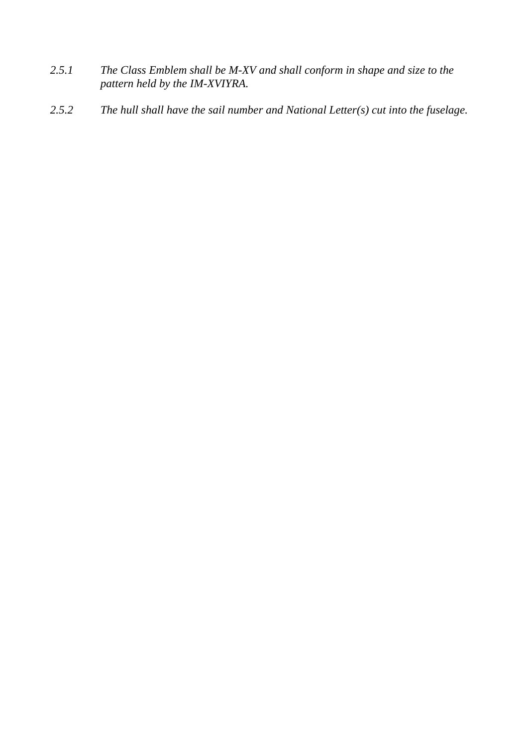*2.5.1 The Class Emblem shall be M-XV and shall conform in shape and size to the pattern held by the IM-XVIYRA.*

*2.5.2 The hull shall have the sail number and National Letter(s) cut into the fuselage.*